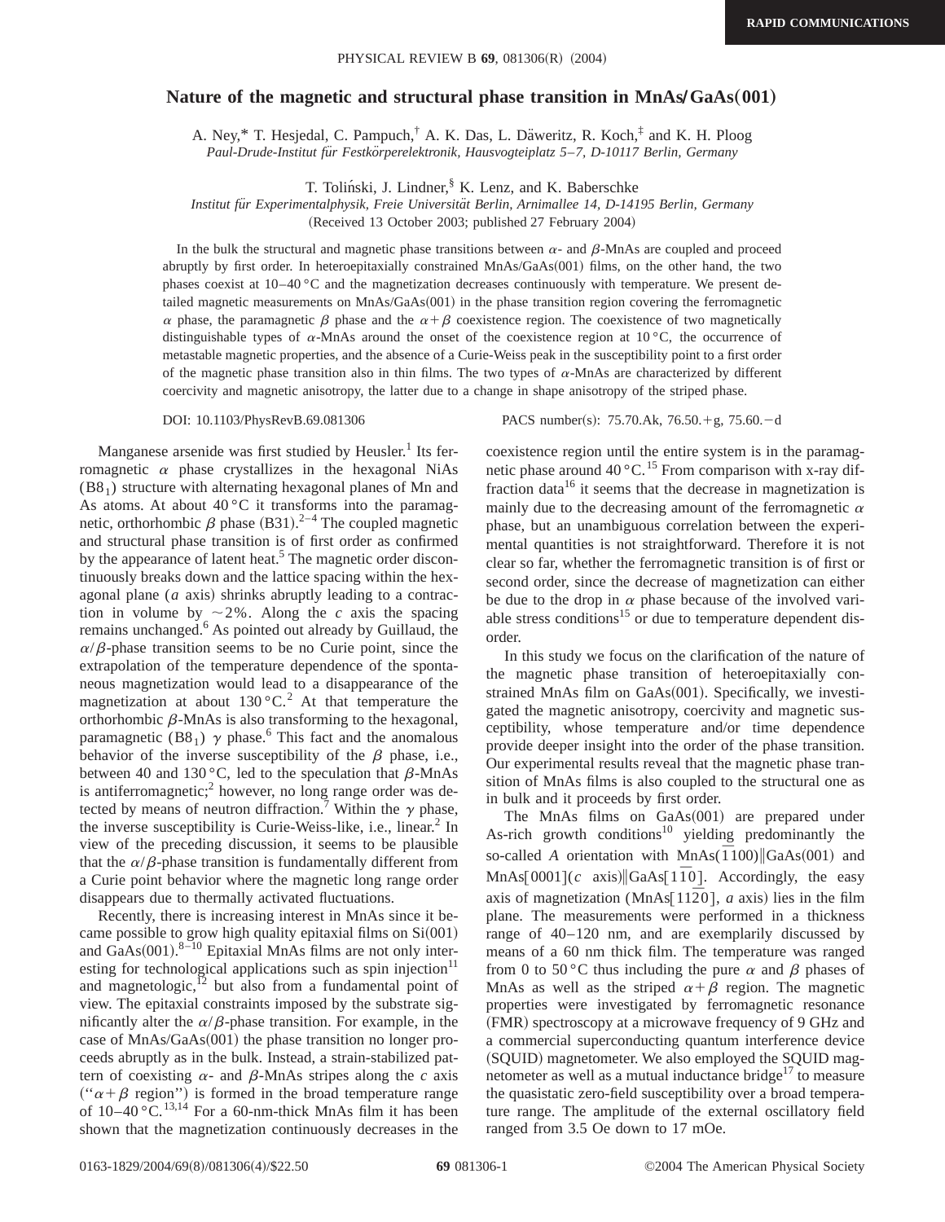# Nature of the magnetic and structural phase transition in MnAs/GaAs(001)

A. Ney,* T. Hesjedal, C. Pampuch,† A. K. Das, L. Däweritz, R. Koch,‡ and K. H. Ploog

*Paul-Drude-Institut für Festkörperelektronik, Hausvogteiplatz 5–7, D-10117 Berlin, Germany*

T. Toliński, J. Lindner,§ K. Lenz, and K. Baberschke

*Institut für Experimentalphysik, Freie Universität Berlin, Arnimallee 14, D-14195 Berlin, Germany*

(Received 13 October 2003; published 27 February 2004)

In the bulk the structural and magnetic phase transitions between $\alpha$- and $\beta$-MnAs are coupled and proceed abruptly by first order. In heteroepitaxially constrained MnAs/GaAs(001) films, on the other hand, the two phases coexist at 10–40 °C and the magnetization decreases continuously with temperature. We present detailed magnetic measurements on MnAs/GaAs(001) in the phase transition region covering the ferromagnetic $\alpha$ phase, the paramagnetic $\beta$ phase and the $\alpha+\beta$ coexistence region. The coexistence of two magnetically distinguishable types of $\alpha$-MnAs around the onset of the coexistence region at 10 °C, the occurrence of metastable magnetic properties, and the absence of a Curie-Weiss peak in the susceptibility point to a first order of the magnetic phase transition also in thin films. The two types of $\alpha$-MnAs are characterized by different coercivity and magnetic anisotropy, the latter due to a change in shape anisotropy of the striped phase.

DOI: 10.1103/PhysRevB.69.081306 PACS number(s): 75.70.Ak, 76.50.+g, 75.60.−d

Manganese arsenide was first studied by Heusler.[1] Its ferromagnetic $\alpha$ phase crystallizes in the hexagonal NiAs ($B8_1$) structure with alternating hexagonal planes of Mn and As atoms. At about 40 °C it transforms into the paramagnetic, orthorhombic $\beta$ phase (B31).[2–4] The coupled magnetic and structural phase transition is of first order as confirmed by the appearance of latent heat.[5] The magnetic order discontinuously breaks down and the lattice spacing within the hexagonal plane ($a$ axis) shrinks abruptly leading to a contraction in volume by ~2%. Along the $c$ axis the spacing remains unchanged.[6] As pointed out already by Guillaud, the $\alpha/\beta$-phase transition seems to be no Curie point, since the extrapolation of the temperature dependence of the spontaneous magnetization would lead to a disappearance of the magnetization at about 130 °C.[2] At that temperature the orthorhombic $\beta$-MnAs is also transforming to the hexagonal, paramagnetic ($B8_1$) $\gamma$ phase.[6] This fact and the anomalous behavior of the inverse susceptibility of the $\beta$ phase, i.e., between 40 and 130 °C, led to the speculation that $\beta$-MnAs is antiferromagnetic;[2] however, no long range order was detected by means of neutron diffraction.[7] Within the $\gamma$ phase, the inverse susceptibility is Curie-Weiss-like, i.e., linear.[2] In view of the preceding discussion, it seems to be plausible that the $\alpha/\beta$-phase transition is fundamentally different from a Curie point behavior where the magnetic long range order disappears due to thermally activated fluctuations.

Recently, there is increasing interest in MnAs since it became possible to grow high quality epitaxial films on Si(001) and GaAs(001).[8–10] Epitaxial MnAs films are not only interesting for technological applications such as spin injection[11] and magnetologic,[12] but also from a fundamental point of view. The epitaxial constraints imposed by the substrate significantly alter the $\alpha/\beta$-phase transition. For example, in the case of MnAs/GaAs(001) the phase transition no longer proceeds abruptly as in the bulk. Instead, a strain-stabilized pattern of coexisting $\alpha$- and $\beta$-MnAs stripes along the $c$ axis ("$\alpha+\beta$ region") is formed in the broad temperature range of 10–40 °C.[13,14] For a 60-nm-thick MnAs film it has been shown that the magnetization continuously decreases in the coexistence region until the entire system is in the paramagnetic phase around 40 °C.[15] From comparison with x-ray diffraction data[16] it seems that the decrease in magnetization is mainly due to the decreasing amount of the ferromagnetic $\alpha$ phase, but an unambiguous correlation between the experimental quantities is not straightforward. Therefore it is not clear so far, whether the ferromagnetic transition is of first or second order, since the decrease of magnetization can either be due to the drop in $\alpha$ phase because of the involved variable stress conditions[15] or due to temperature dependent disorder.

In this study we focus on the clarification of the nature of the magnetic phase transition of heteroepitaxially constrained MnAs film on GaAs(001). Specifically, we investigated the magnetic anisotropy, coercivity and magnetic susceptibility, whose temperature and/or time dependence provide deeper insight into the order of the phase transition. Our experimental results reveal that the magnetic phase transition of MnAs films is also coupled to the structural one as in bulk and it proceeds by first order.

The MnAs films on GaAs(001) are prepared under As-rich growth conditions[10] yielding predominantly the so-called $A$ orientation with MnAs$(\bar{1}100)\|$GaAs(001) and MnAs[0001]($c$ axis)$\|$GaAs$[1\bar{1}0]$. Accordingly, the easy axis of magnetization (MnAs$[11\bar{2}0]$, $a$ axis) lies in the film plane. The measurements were performed in a thickness range of 40–120 nm, and are exemplarily discussed by means of a 60 nm thick film. The temperature was ranged from 0 to 50 °C thus including the pure $\alpha$ and $\beta$ phases of MnAs as well as the striped $\alpha+\beta$ region. The magnetic properties were investigated by ferromagnetic resonance (FMR) spectroscopy at a microwave frequency of 9 GHz and a commercial superconducting quantum interference device (SQUID) magnetometer. We also employed the SQUID magnetometer as well as a mutual inductance bridge[17] to measure the quasistatic zero-field susceptibility over a broad temperature range. The amplitude of the external oscillatory field ranged from 3.5 Oe down to 17 mOe.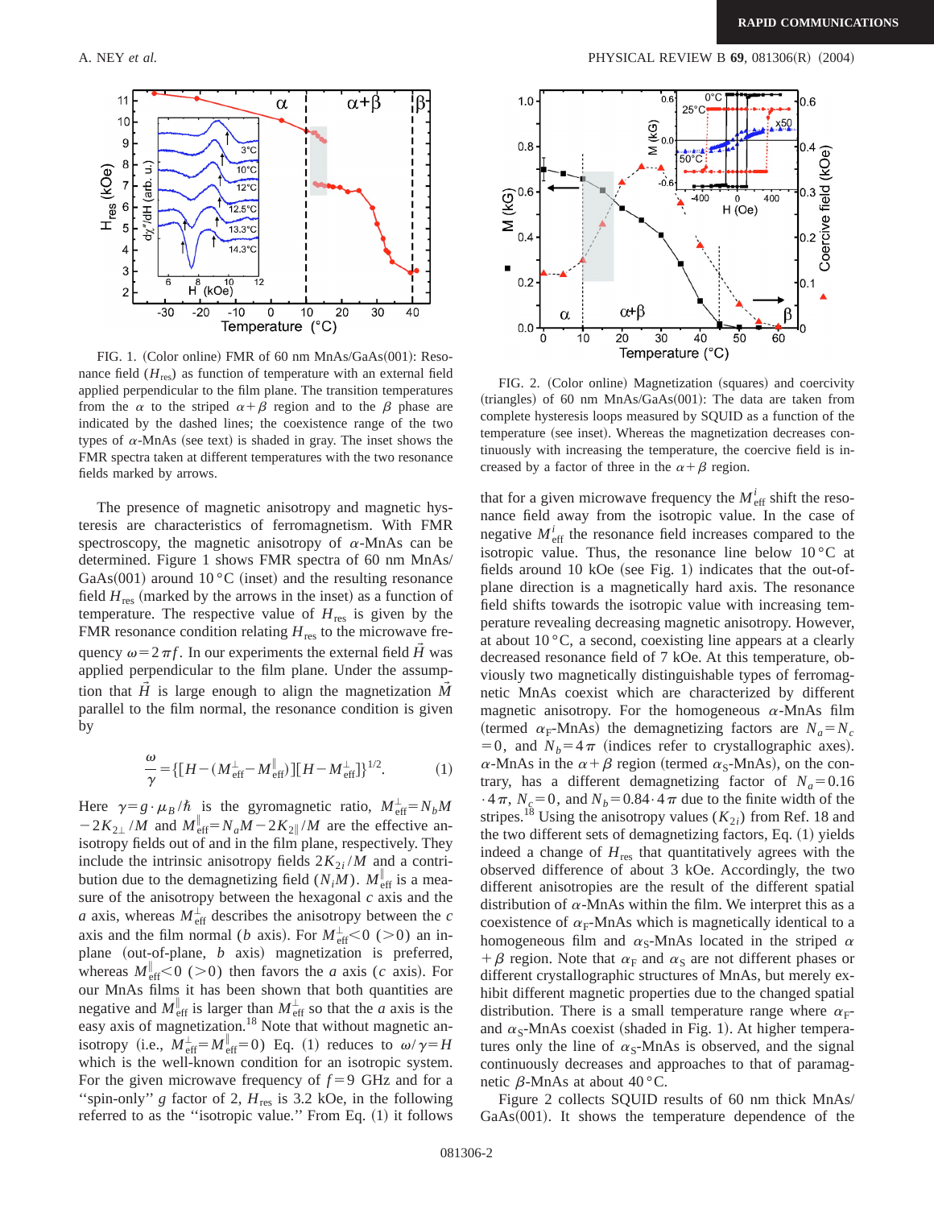FIG. 1. (Color online) FMR of 60 nm MnAs/GaAs(001): Resonance field ($H_{res}$) as function of temperature with an external field applied perpendicular to the film plane. The transition temperatures from the $\alpha$ to the striped $\alpha+\beta$ region and to the $\beta$ phase are indicated by the dashed lines; the coexistence range of the two types of $\alpha$-MnAs (see text) is shaded in gray. The inset shows the FMR spectra taken at different temperatures with the two resonance fields marked by arrows.

The presence of magnetic anisotropy and magnetic hysteresis are characteristics of ferromagnetism. With FMR spectroscopy, the magnetic anisotropy of $\alpha$-MnAs can be determined. Figure 1 shows FMR spectra of 60 nm MnAs/GaAs(001) around 10 °C (inset) and the resulting resonance field $H_{res}$ (marked by the arrows in the inset) as a function of temperature. The respective value of $H_{res}$ is given by the FMR resonance condition relating $H_{res}$ to the microwave frequency $\omega=2\pi f$. In our experiments the external field $\vec{H}$ was applied perpendicular to the film plane. Under the assumption that $\vec{H}$ is large enough to align the magnetization $\vec{M}$ parallel to the film normal, the resonance condition is given by

$$\frac{\omega}{\gamma}=\{[H-(M_{\rm eff}^{\perp}-M_{\rm eff}^{\parallel})][H-M_{\rm eff}^{\perp}]\}^{1/2}. \qquad (1)$$

Here $\gamma=g\cdot\mu_B/\hbar$ is the gyromagnetic ratio, $M_{\rm eff}^{\perp}=N_bM-2K_{2\perp}/M$ and $M_{\rm eff}^{\parallel}=N_aM-2K_{2\parallel}/M$ are the effective anisotropy fields out of and in the film plane, respectively. They include the intrinsic anisotropy fields $2K_{2i}/M$ and a contribution due to the demagnetizing field ($N_iM$). $M_{\rm eff}^{\parallel}$ is a measure of the anisotropy between the hexagonal $c$ axis and the $a$ axis, whereas $M_{\rm eff}^{\perp}$ describes the anisotropy between the $c$ axis and the film normal ($b$ axis). For $M_{\rm eff}^{\perp}<0$ ($>0$) an in-plane (out-of-plane, $b$ axis) magnetization is preferred, whereas $M_{\rm eff}^{\parallel}<0$ ($>0$) then favors the $a$ axis ($c$ axis). For our MnAs films it has been shown that both quantities are negative and $M_{\rm eff}^{\parallel}$ is larger than $M_{\rm eff}^{\perp}$ so that the $a$ axis is the easy axis of magnetization.[18] Note that without magnetic anisotropy (i.e., $M_{\rm eff}^{\perp}=M_{\rm eff}^{\parallel}=0$) Eq. (1) reduces to $\omega/\gamma=H$ which is the well-known condition for an isotropic system. For the given microwave frequency of $f=9$ GHz and for a "spin-only" $g$ factor of 2, $H_{res}$ is 3.2 kOe, in the following referred to as the "isotropic value." From Eq. (1) it follows

FIG. 2. (Color online) Magnetization (squares) and coercivity (triangles) of 60 nm MnAs/GaAs(001): The data are taken from complete hysteresis loops measured by SQUID as a function of the temperature (see inset). Whereas the magnetization decreases continuously with increasing the temperature, the coercive field is increased by a factor of three in the $\alpha+\beta$ region.

that for a given microwave frequency the $M_{\rm eff}^{i}$ shift the resonance field away from the isotropic value. In the case of negative $M_{\rm eff}^{i}$ the resonance field increases compared to the isotropic value. Thus, the resonance line below 10 °C at fields around 10 kOe (see Fig. 1) indicates that the out-of-plane direction is a magnetically hard axis. The resonance field shifts towards the isotropic value with increasing temperature revealing decreasing magnetic anisotropy. However, at about 10 °C, a second, coexisting line appears at a clearly decreased resonance field of 7 kOe. At this temperature, obviously two magnetically distinguishable types of ferromagnetic MnAs coexist which are characterized by different magnetic anisotropy. For the homogeneous $\alpha$-MnAs film (termed $\alpha_{\rm F}$-MnAs) the demagnetizing factors are $N_a=N_c=0$, and $N_b=4\pi$ (indices refer to crystallographic axes). $\alpha$-MnAs in the $\alpha+\beta$ region (termed $\alpha_{\rm S}$-MnAs), on the contrary, has a different demagnetizing factor of $N_a=0.16\cdot4\pi$, $N_c=0$, and $N_b=0.84\cdot4\pi$ due to the finite width of the stripes.[18] Using the anisotropy values ($K_{2i}$) from Ref. 18 and the two different sets of demagnetizing factors, Eq. (1) yields indeed a change of $H_{res}$ that quantitatively agrees with the observed difference of about 3 kOe. Accordingly, the two different anisotropies are the result of the different spatial distribution of $\alpha$-MnAs within the film. We interpret this as a coexistence of $\alpha_{\rm F}$-MnAs which is magnetically identical to a homogeneous film and $\alpha_{\rm S}$-MnAs located in the striped $\alpha+\beta$ region. Note that $\alpha_{\rm F}$ and $\alpha_{\rm S}$ are not different phases or different crystallographic structures of MnAs, but merely exhibit different magnetic properties due to the changed spatial distribution. There is a small temperature range where $\alpha_{\rm F}$- and $\alpha_{\rm S}$-MnAs coexist (shaded in Fig. 1). At higher temperatures only the line of $\alpha_{\rm S}$-MnAs is observed, and the signal continuously decreases and approaches to that of paramagnetic $\beta$-MnAs at about 40 °C.

Figure 2 collects SQUID results of 60 nm thick MnAs/GaAs(001). It shows the temperature dependence of the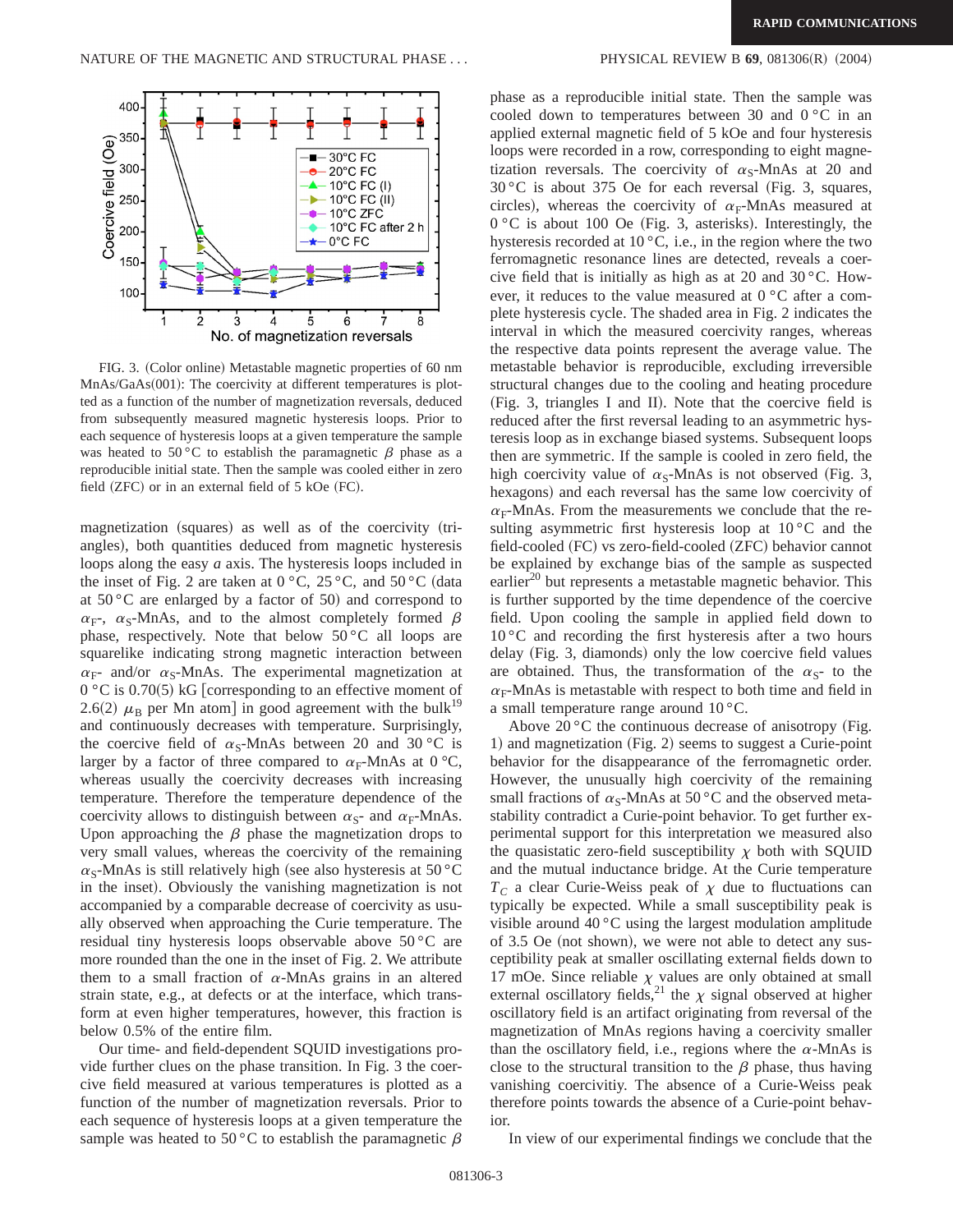FIG. 3. (Color online) Metastable magnetic properties of 60 nm MnAs/GaAs(001): The coercivity at different temperatures is plotted as a function of the number of magnetization reversals, deduced from subsequently measured magnetic hysteresis loops. Prior to each sequence of hysteresis loops at a given temperature the sample was heated to 50 °C to establish the paramagnetic $\beta$ phase as a reproducible initial state. Then the sample was cooled either in zero field (ZFC) or in an external field of 5 kOe (FC).

magnetization (squares) as well as of the coercivity (triangles), both quantities deduced from magnetic hysteresis loops along the easy *a* axis. The hysteresis loops included in the inset of Fig. 2 are taken at 0 °C, 25 °C, and 50 °C (data at 50 °C are enlarged by a factor of 50) and correspond to $\alpha_F$-, $\alpha_S$-MnAs, and to the almost completely formed $\beta$ phase, respectively. Note that below 50 °C all loops are squarelike indicating strong magnetic interaction between $\alpha_F$- and/or $\alpha_S$-MnAs. The experimental magnetization at 0 °C is 0.70(5) kG [corresponding to an effective moment of 2.6(2) $\mu_B$ per Mn atom] in good agreement with the bulk[19] and continuously decreases with temperature. Surprisingly, the coercive field of $\alpha_S$-MnAs between 20 and 30 °C is larger by a factor of three compared to $\alpha_F$-MnAs at 0 °C, whereas usually the coercivity decreases with increasing temperature. Therefore the temperature dependence of the coercivity allows to distinguish between $\alpha_S$- and $\alpha_F$-MnAs. Upon approaching the $\beta$ phase the magnetization drops to very small values, whereas the coercivity of the remaining $\alpha_S$-MnAs is still relatively high (see also hysteresis at 50 °C in the inset). Obviously the vanishing magnetization is not accompanied by a comparable decrease of coercivity as usually observed when approaching the Curie temperature. The residual tiny hysteresis loops observable above 50 °C are more rounded than the one in the inset of Fig. 2. We attribute them to a small fraction of $\alpha$-MnAs grains in an altered strain state, e.g., at defects or at the interface, which transform at even higher temperatures, however, this fraction is below 0.5% of the entire film.

Our time- and field-dependent SQUID investigations provide further clues on the phase transition. In Fig. 3 the coercive field measured at various temperatures is plotted as a function of the number of magnetization reversals. Prior to each sequence of hysteresis loops at a given temperature the sample was heated to 50 °C to establish the paramagnetic $\beta$ phase as a reproducible initial state. Then the sample was cooled down to temperatures between 30 and 0 °C in an applied external magnetic field of 5 kOe and four hysteresis loops were recorded in a row, corresponding to eight magnetization reversals. The coercivity of $\alpha_S$-MnAs at 20 and 30 °C is about 375 Oe for each reversal (Fig. 3, squares, circles), whereas the coercivity of $\alpha_F$-MnAs measured at 0 °C is about 100 Oe (Fig. 3, asterisks). Interestingly, the hysteresis recorded at 10 °C, i.e., in the region where the two ferromagnetic resonance lines are detected, reveals a coercive field that is initially as high as at 20 and 30 °C. However, it reduces to the value measured at 0 °C after a complete hysteresis cycle. The shaded area in Fig. 2 indicates the interval in which the measured coercivity ranges, whereas the respective data points represent the average value. The metastable behavior is reproducible, excluding irreversible structural changes due to the cooling and heating procedure (Fig. 3, triangles I and II). Note that the coercive field is reduced after the first reversal leading to an asymmetric hysteresis loop as in exchange biased systems. Subsequent loops then are symmetric. If the sample is cooled in zero field, the high coercivity value of $\alpha_S$-MnAs is not observed (Fig. 3, hexagons) and each reversal has the same low coercivity of $\alpha_F$-MnAs. From the measurements we conclude that the resulting asymmetric first hysteresis loop at 10 °C and the field-cooled (FC) vs zero-field-cooled (ZFC) behavior cannot be explained by exchange bias of the sample as suspected earlier[20] but represents a metastable magnetic behavior. This is further supported by the time dependence of the coercive field. Upon cooling the sample in applied field down to 10 °C and recording the first hysteresis after a two hours delay (Fig. 3, diamonds) only the low coercive field values are obtained. Thus, the transformation of the $\alpha_S$- to the $\alpha_F$-MnAs is metastable with respect to both time and field in a small temperature range around 10 °C.

Above 20 °C the continuous decrease of anisotropy (Fig. 1) and magnetization (Fig. 2) seems to suggest a Curie-point behavior for the disappearance of the ferromagnetic order. However, the unusually high coercivity of the remaining small fractions of $\alpha_S$-MnAs at 50 °C and the observed metastability contradict a Curie-point behavior. To get further experimental support for this interpretation we measured also the quasistatic zero-field susceptibility $\chi$ both with SQUID and the mutual inductance bridge. At the Curie temperature $T_C$ a clear Curie-Weiss peak of $\chi$ due to fluctuations can typically be expected. While a small susceptibility peak is visible around 40 °C using the largest modulation amplitude of 3.5 Oe (not shown), we were not able to detect any susceptibility peak at smaller oscillating external fields down to 17 mOe. Since reliable $\chi$ values are only obtained at small external oscillatory fields,[21] the $\chi$ signal observed at higher oscillatory field is an artifact originating from reversal of the magnetization of MnAs regions having a coercivity smaller than the oscillatory field, i.e., regions where the $\alpha$-MnAs is close to the structural transition to the $\beta$ phase, thus having vanishing coercivitiy. The absence of a Curie-Weiss peak therefore points towards the absence of a Curie-point behavior.

In view of our experimental findings we conclude that the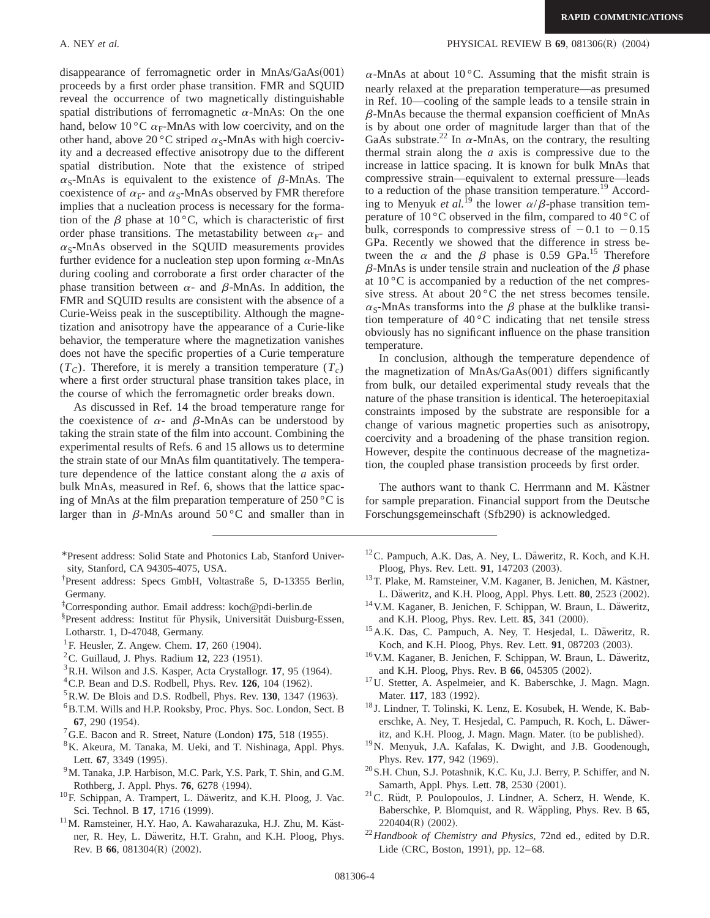disappearance of ferromagnetic order in MnAs/GaAs(001) proceeds by a first order phase transition. FMR and SQUID reveal the occurrence of two magnetically distinguishable spatial distributions of ferromagnetic $\alpha$-MnAs: On the one hand, below 10 °C $\alpha_F$-MnAs with low coercivity, and on the other hand, above 20 °C striped $\alpha_S$-MnAs with high coercivity and a decreased effective anisotropy due to the different spatial distribution. Note that the existence of striped $\alpha_S$-MnAs is equivalent to the existence of $\beta$-MnAs. The coexistence of $\alpha_F$- and $\alpha_S$-MnAs observed by FMR therefore implies that a nucleation process is necessary for the formation of the $\beta$ phase at 10 °C, which is characteristic of first order phase transitions. The metastability between $\alpha_F$- and $\alpha_S$-MnAs observed in the SQUID measurements provides further evidence for a nucleation step upon forming $\alpha$-MnAs during cooling and corroborate a first order character of the phase transition between $\alpha$- and $\beta$-MnAs. In addition, the FMR and SQUID results are consistent with the absence of a Curie-Weiss peak in the susceptibility. Although the magnetization and anisotropy have the appearance of a Curie-like behavior, the temperature where the magnetization vanishes does not have the specific properties of a Curie temperature ($T_C$). Therefore, it is merely a transition temperature ($T_c$) where a first order structural phase transition takes place, in the course of which the ferromagnetic order breaks down.

As discussed in Ref. 14 the broad temperature range for the coexistence of $\alpha$- and $\beta$-MnAs can be understood by taking the strain state of the film into account. Combining the experimental results of Refs. 6 and 15 allows us to determine the strain state of our MnAs film quantitatively. The temperature dependence of the lattice constant along the $a$ axis of bulk MnAs, measured in Ref. 6, shows that the lattice spacing of MnAs at the film preparation temperature of 250 °C is larger than in $\beta$-MnAs around 50 °C and smaller than in $\alpha$-MnAs at about 10 °C. Assuming that the misfit strain is nearly relaxed at the preparation temperature—as presumed in Ref. 10—cooling of the sample leads to a tensile strain in $\beta$-MnAs because the thermal expansion coefficient of MnAs is by about one order of magnitude larger than that of the GaAs substrate.[22] In $\alpha$-MnAs, on the contrary, the resulting thermal strain along the $a$ axis is compressive due to the increase in lattice spacing. It is known for bulk MnAs that compressive strain—equivalent to external pressure—leads to a reduction of the phase transition temperature.[19] According to Menyuk *et al.*[19] the lower $\alpha/\beta$-phase transition temperature of 10 °C observed in the film, compared to 40 °C of bulk, corresponds to compressive stress of $-0.1$ to $-0.15$ GPa. Recently we showed that the difference in stress between the $\alpha$ and the $\beta$ phase is 0.59 GPa.[15] Therefore $\beta$-MnAs is under tensile strain and nucleation of the $\beta$ phase at 10 °C is accompanied by a reduction of the net compressive stress. At about 20 °C the net stress becomes tensile. $\alpha_S$-MnAs transforms into the $\beta$ phase at the bulklike transition temperature of 40 °C indicating that net tensile stress obviously has no significant influence on the phase transition temperature.

In conclusion, although the temperature dependence of the magnetization of MnAs/GaAs(001) differs significantly from bulk, our detailed experimental study reveals that the nature of the phase transition is identical. The heteroepitaxial constraints imposed by the substrate are responsible for a change of various magnetic properties such as anisotropy, coercivity and a broadening of the phase transition region. However, despite the continuous decrease of the magnetization, the coupled phase transistion proceeds by first order.

The authors want to thank C. Herrmann and M. Kästner for sample preparation. Financial support from the Deutsche Forschungsgemeinschaft (Sfb290) is acknowledged.

---

*Present address: Solid State and Photonics Lab, Stanford University, Stanford, CA 94305-4075, USA.

†Present address: Specs GmbH, Voltastraße 5, D-13355 Berlin, Germany.

‡Corresponding author. Email address: koch@pdi-berlin.de

§Present address: Institut für Physik, Universität Duisburg-Essen, Lotharstr. 1, D-47048, Germany.

[1] F. Heusler, Z. Angew. Chem. **17**, 260 (1904).

[2] C. Guillaud, J. Phys. Radium **12**, 223 (1951).

[3] R.H. Wilson and J.S. Kasper, Acta Crystallogr. **17**, 95 (1964).

[4] C.P. Bean and D.S. Rodbell, Phys. Rev. **126**, 104 (1962).

[5] R.W. De Blois and D.S. Rodbell, Phys. Rev. **130**, 1347 (1963).

[6] B.T.M. Wills and H.P. Rooksby, Proc. Phys. Soc. London, Sect. B **67**, 290 (1954).

[7] G.E. Bacon and R. Street, Nature (London) **175**, 518 (1955).

[8] K. Akeura, M. Tanaka, M. Ueki, and T. Nishinaga, Appl. Phys. Lett. **67**, 3349 (1995).

[9] M. Tanaka, J.P. Harbison, M.C. Park, Y.S. Park, T. Shin, and G.M. Rothberg, J. Appl. Phys. **76**, 6278 (1994).

[10] F. Schippan, A. Trampert, L. Däweritz, and K.H. Ploog, J. Vac. Sci. Technol. B **17**, 1716 (1999).

[11] M. Ramsteiner, H.Y. Hao, A. Kawaharazuka, H.J. Zhu, M. Kästner, R. Hey, L. Däweritz, H.T. Grahn, and K.H. Ploog, Phys. Rev. B **66**, 081304(R) (2002).

[12] C. Pampuch, A.K. Das, A. Ney, L. Däweritz, R. Koch, and K.H. Ploog, Phys. Rev. Lett. **91**, 147203 (2003).

[13] T. Plake, M. Ramsteiner, V.M. Kaganer, B. Jenichen, M. Kästner, L. Däweritz, and K.H. Ploog, Appl. Phys. Lett. **80**, 2523 (2002).

[14] V.M. Kaganer, B. Jenichen, F. Schippan, W. Braun, L. Däweritz, and K.H. Ploog, Phys. Rev. Lett. **85**, 341 (2000).

[15] A.K. Das, C. Pampuch, A. Ney, T. Hesjedal, L. Däweritz, R. Koch, and K.H. Ploog, Phys. Rev. Lett. **91**, 087203 (2003).

[16] V.M. Kaganer, B. Jenichen, F. Schippan, W. Braun, L. Däweritz, and K.H. Ploog, Phys. Rev. B **66**, 045305 (2002).

[17] U. Stetter, A. Aspelmeier, and K. Baberschke, J. Magn. Magn. Mater. **117**, 183 (1992).

[18] J. Lindner, T. Tolinski, K. Lenz, E. Kosubek, H. Wende, K. Baberschke, A. Ney, T. Hesjedal, C. Pampuch, R. Koch, L. Däweritz, and K.H. Ploog, J. Magn. Magn. Mater. (to be published).

[19] N. Menyuk, J.A. Kafalas, K. Dwight, and J.B. Goodenough, Phys. Rev. **177**, 942 (1969).

[20] S.H. Chun, S.J. Potashnik, K.C. Ku, J.J. Berry, P. Schiffer, and N. Samarth, Appl. Phys. Lett. **78**, 2530 (2001).

[21] C. Rüdt, P. Poulopoulos, J. Lindner, A. Scherz, H. Wende, K. Baberschke, P. Blomquist, and R. Wäppling, Phys. Rev. B **65**, 220404(R) (2002).

[22] *Handbook of Chemistry and Physics*, 72nd ed., edited by D.R. Lide (CRC, Boston, 1991), pp. 12–68.